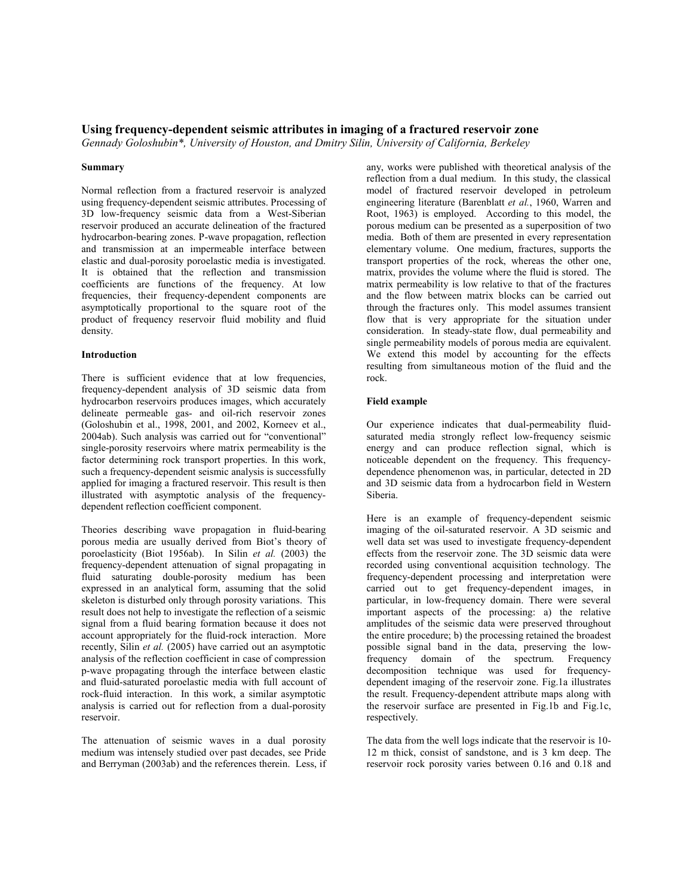# Using frequency-dependent seismic attributes in imaging of a fractured reservoir zone

*Gennady Goloshubin\*, University of Houston, and Dmitry Silin, University of California, Berkeley*

## Summary

Normal reflection from a fractured reservoir is analyzed using frequency-dependent seismic attributes. Processing of 3D low-frequency seismic data from a West-Siberian reservoir produced an accurate delineation of the fractured hydrocarbon-bearing zones. P-wave propagation, reflection and transmission at an impermeable interface between elastic and dual-porosity poroelastic media is investigated. It is obtained that the reflection and transmission coefficients are functions of the frequency. At low frequencies, their frequency-dependent components are asymptotically proportional to the square root of the product of frequency reservoir fluid mobility and fluid density.

## Introduction

There is sufficient evidence that at low frequencies, frequency-dependent analysis of 3D seismic data from hydrocarbon reservoirs produces images, which accurately delineate permeable gas- and oil-rich reservoir zones (Goloshubin et al., 1998, 2001, and 2002, Korneev et al., 2004ab). Such analysis was carried out for "conventional" single-porosity reservoirs where matrix permeability is the factor determining rock transport properties. In this work, such a frequency-dependent seismic analysis is successfully applied for imaging a fractured reservoir. This result is then illustrated with asymptotic analysis of the frequency-dependent reflection coefficient component.

Theories describing wave propagation in fluid-bearing porous media are usually derived from Biot's theory of poroelasticity (Biot 1956ab). In Silin *et al.* (2003) the frequency-dependent attenuation of signal propagating in fluid saturating double-porosity medium has been expressed in an analytical form, assuming that the solid skeleton is disturbed only through porosity variations. This result does not help to investigate the reflection of a seismic signal from a fluid bearing formation because it does not account appropriately for the fluid-rock interaction. More recently, Silin *et al.* (2005) have carried out an asymptotic analysis of the reflection coefficient in case of compression p-wave propagating through the interface between elastic and fluid-saturated poroelastic media with full account of rock-fluid interaction. In this work, a similar asymptotic analysis is carried out for reflection from a dual-porosity reservoir.

The attenuation of seismic waves in a dual porosity medium was intensely studied over past decades, see Pride and Berryman (2003ab) and the references therein. Less, if any, works were published with theoretical analysis of the reflection from a dual medium. In this study, the classical model of fractured reservoir developed in petroleum engineering literature (Barenblatt *et al.*, 1960, Warren and Root, 1963) is employed. According to this model, the porous medium can be presented as a superposition of two media. Both of them are presented in every representation elementary volume. One medium, fractures, supports the transport properties of the rock, whereas the other one, matrix, provides the volume where the fluid is stored. The matrix permeability is low relative to that of the fractures and the flow between matrix blocks can be carried out through the fractures only. This model assumes transient flow that is very appropriate for the situation under consideration. In steady-state flow, dual permeability and single permeability models of porous media are equivalent. We extend this model by accounting for the effects resulting from simultaneous motion of the fluid and the rock.

## Field example

Our experience indicates that dual-permeability fluid-saturated media strongly reflect low-frequency seismic energy and can produce reflection signal, which is noticeable dependent on the frequency. This frequency-dependence phenomenon was, in particular, detected in 2D and 3D seismic data from a hydrocarbon field in Western Siberia.

Here is an example of frequency-dependent seismic imaging of the oil-saturated reservoir. A 3D seismic and well data set was used to investigate frequency-dependent effects from the reservoir zone. The 3D seismic data were recorded using conventional acquisition technology. The frequency-dependent processing and interpretation were carried out to get frequency-dependent images, in particular, in low-frequency domain. There were several important aspects of the processing: a) the relative amplitudes of the seismic data were preserved throughout the entire procedure; b) the processing retained the broadest possible signal band in the data, preserving the low-frequency domain of the spectrum. Frequency decomposition technique was used for frequency-dependent imaging of the reservoir zone. Fig.1a illustrates the result. Frequency-dependent attribute maps along with the reservoir surface are presented in Fig.1b and Fig.1c, respectively.

The data from the well logs indicate that the reservoir is 10-12 m thick, consist of sandstone, and is 3 km deep. The reservoir rock porosity varies between 0.16 and 0.18 and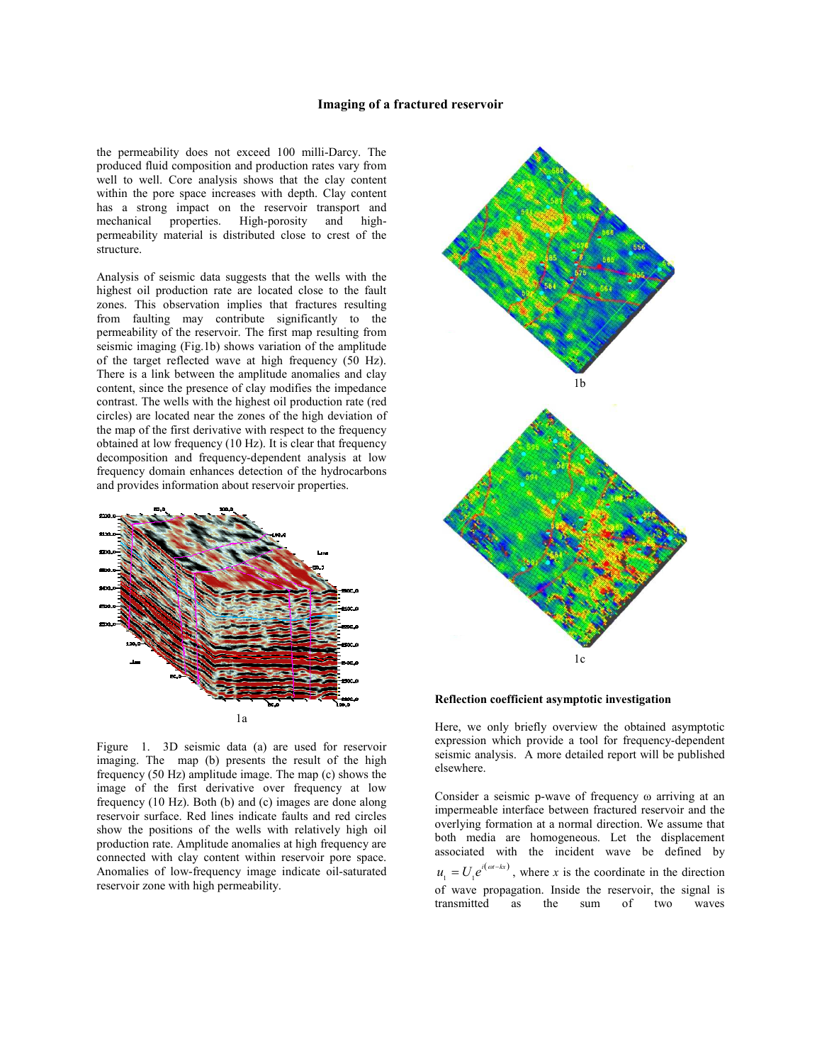the permeability does not exceed 100 milli-Darcy. The produced fluid composition and production rates vary from well to well. Core analysis shows that the clay content within the pore space increases with depth. Clay content has a strong impact on the reservoir transport and mechanical properties. High-porosity and high-permeability material is distributed close to crest of the structure.

Analysis of seismic data suggests that the wells with the highest oil production rate are located close to the fault zones. This observation implies that fractures resulting from faulting may contribute significantly to the permeability of the reservoir. The first map resulting from seismic imaging (Fig.1b) shows variation of the amplitude of the target reflected wave at high frequency (50 Hz). There is a link between the amplitude anomalies and clay content, since the presence of clay modifies the impedance contrast. The wells with the highest oil production rate (red circles) are located near the zones of the high deviation of the map of the first derivative with respect to the frequency obtained at low frequency (10 Hz). It is clear that frequency decomposition and frequency-dependent analysis at low frequency domain enhances detection of the hydrocarbons and provides information about reservoir properties.

1a

1b

1c

Figure 1. 3D seismic data (a) are used for reservoir imaging. The map (b) presents the result of the high frequency (50 Hz) amplitude image. The map (c) shows the image of the first derivative over frequency at low frequency (10 Hz). Both (b) and (c) images are done along reservoir surface. Red lines indicate faults and red circles show the positions of the wells with relatively high oil production rate. Amplitude anomalies at high frequency are connected with clay content within reservoir pore space. Anomalies of low-frequency image indicate oil-saturated reservoir zone with high permeability.

## Reflection coefficient asymptotic investigation

Here, we only briefly overview the obtained asymptotic expression which provide a tool for frequency-dependent seismic analysis. A more detailed report will be published elsewhere.

Consider a seismic p-wave of frequency $\omega$ arriving at an impermeable interface between fractured reservoir and the overlying formation at a normal direction. We assume that both media are homogeneous. Let the displacement associated with the incident wave be defined by $u_1 = U_1 e^{i(\omega t - kx)}$, where $x$ is the coordinate in the direction of wave propagation. Inside the reservoir, the signal is transmitted as the sum of two waves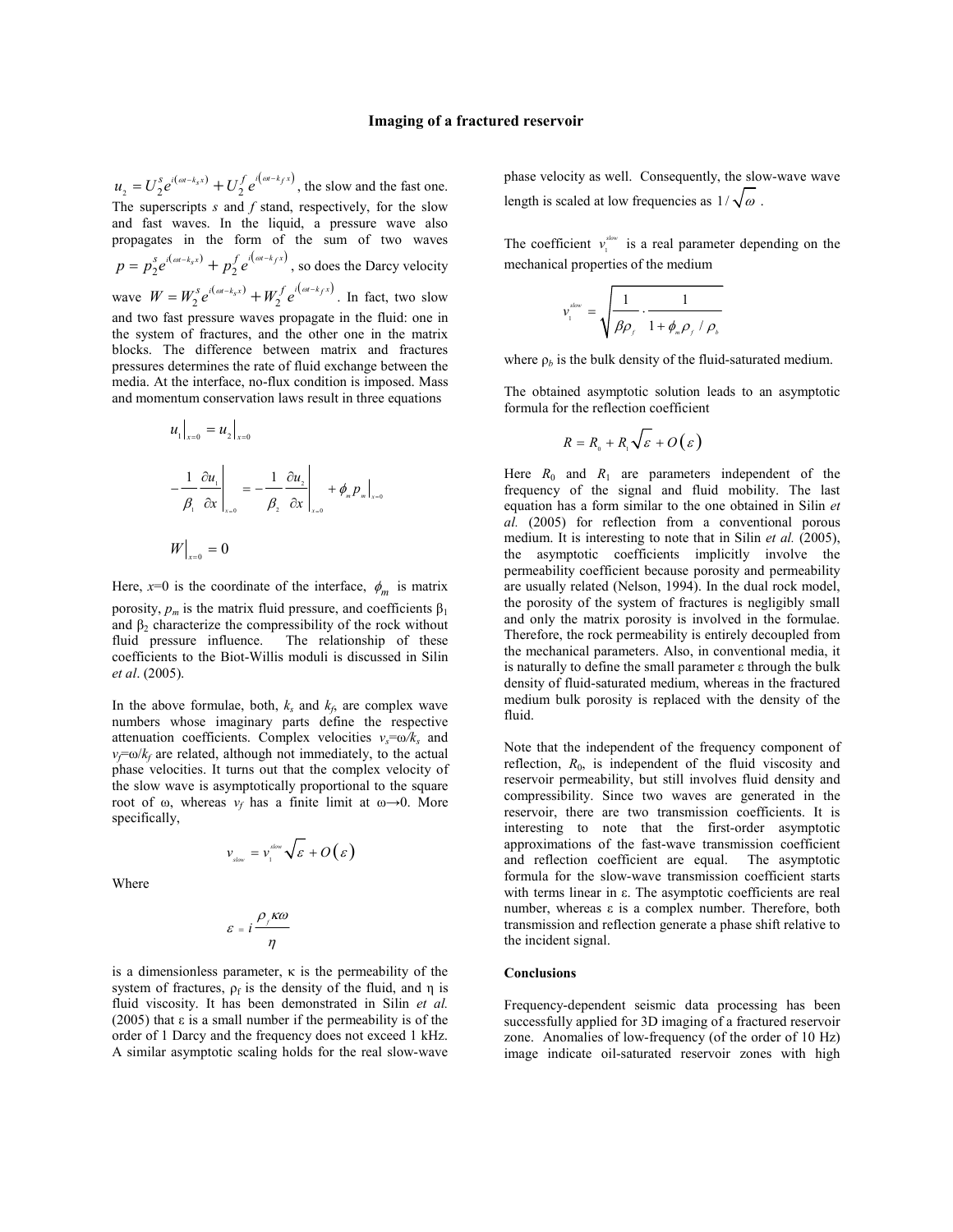$u_2 = U_2^s e^{i(\omega t - k_s x)} + U_2^f e^{i(\omega t - k_f x)}$, the slow and the fast one. The superscripts *s* and *f* stand, respectively, for the slow and fast waves. In the liquid, a pressure wave also propagates in the form of the sum of two waves $p = p_2^s e^{i(\omega t - k_s x)} + p_2^f e^{i(\omega t - k_f x)}$, so does the Darcy velocity wave $W = W_2^s e^{i(\omega t - k_s x)} + W_2^f e^{i(\omega t - k_f x)}$. In fact, two slow and two fast pressure waves propagate in the fluid: one in the system of fractures, and the other one in the matrix blocks. The difference between matrix and fractures pressures determines the rate of fluid exchange between the media. At the interface, no-flux condition is imposed. Mass and momentum conservation laws result in three equations

$$u_1\big|_{x=0} = u_2\big|_{x=0}$$

$$-\frac{1}{\beta_1}\frac{\partial u_1}{\partial x}\bigg|_{x=0} = -\frac{1}{\beta_2}\frac{\partial u_2}{\partial x}\bigg|_{x=0} + \phi_m p_m\big|_{x=0}$$

$$W\big|_{x=0} = 0$$

Here, $x=0$ is the coordinate of the interface, $\phi_m$ is matrix porosity, $p_m$ is the matrix fluid pressure, and coefficients $\beta_1$ and $\beta_2$ characterize the compressibility of the rock without fluid pressure influence. The relationship of these coefficients to the Biot-Willis moduli is discussed in Silin *et al*. (2005).

In the above formulae, both, $k_s$ and $k_f$, are complex wave numbers whose imaginary parts define the respective attenuation coefficients. Complex velocities $v_s=\omega/k_s$ and $v_f=\omega/k_f$ are related, although not immediately, to the actual phase velocities. It turns out that the complex velocity of the slow wave is asymptotically proportional to the square root of ω, whereas $v_f$ has a finite limit at $\omega \to 0$. More specifically,

$$v_{slow} = v_1^{slow}\sqrt{\varepsilon} + O(\varepsilon)$$

Where

$$\varepsilon = i\frac{\rho_f \kappa \omega}{\eta}$$

is a dimensionless parameter, κ is the permeability of the system of fractures, $\rho_f$ is the density of the fluid, and η is fluid viscosity. It has been demonstrated in Silin *et al.* (2005) that ε is a small number if the permeability is of the order of 1 Darcy and the frequency does not exceed 1 kHz. A similar asymptotic scaling holds for the real slow-wave phase velocity as well. Consequently, the slow-wave wave length is scaled at low frequencies as $1/\sqrt{\omega}$.

The coefficient $v_1^{slow}$ is a real parameter depending on the mechanical properties of the medium

$$v_1^{slow} = \sqrt{\frac{1}{\beta\rho_f}\cdot\frac{1}{1+\phi_m\rho_f/\rho_b}}$$

where $\rho_b$ is the bulk density of the fluid-saturated medium.

The obtained asymptotic solution leads to an asymptotic formula for the reflection coefficient

$$R = R_0 + R_1\sqrt{\varepsilon} + O(\varepsilon)$$

Here $R_0$ and $R_1$ are parameters independent of the frequency of the signal and fluid mobility. The last equation has a form similar to the one obtained in Silin *et al.* (2005) for reflection from a conventional porous medium. It is interesting to note that in Silin *et al.* (2005), the asymptotic coefficients implicitly involve the permeability coefficient because porosity and permeability are usually related (Nelson, 1994). In the dual rock model, the porosity of the system of fractures is negligibly small and only the matrix porosity is involved in the formulae. Therefore, the rock permeability is entirely decoupled from the mechanical parameters. Also, in conventional media, it is naturally to define the small parameter ε through the bulk density of fluid-saturated medium, whereas in the fractured medium bulk porosity is replaced with the density of the fluid.

Note that the independent of the frequency component of reflection, $R_0$, is independent of the fluid viscosity and reservoir permeability, but still involves fluid density and compressibility. Since two waves are generated in the reservoir, there are two transmission coefficients. It is interesting to note that the first-order asymptotic approximations of the fast-wave transmission coefficient and reflection coefficient are equal. The asymptotic formula for the slow-wave transmission coefficient starts with terms linear in ε. The asymptotic coefficients are real number, whereas ε is a complex number. Therefore, both transmission and reflection generate a phase shift relative to the incident signal.

## Conclusions

Frequency-dependent seismic data processing has been successfully applied for 3D imaging of a fractured reservoir zone. Anomalies of low-frequency (of the order of 10 Hz) image indicate oil-saturated reservoir zones with high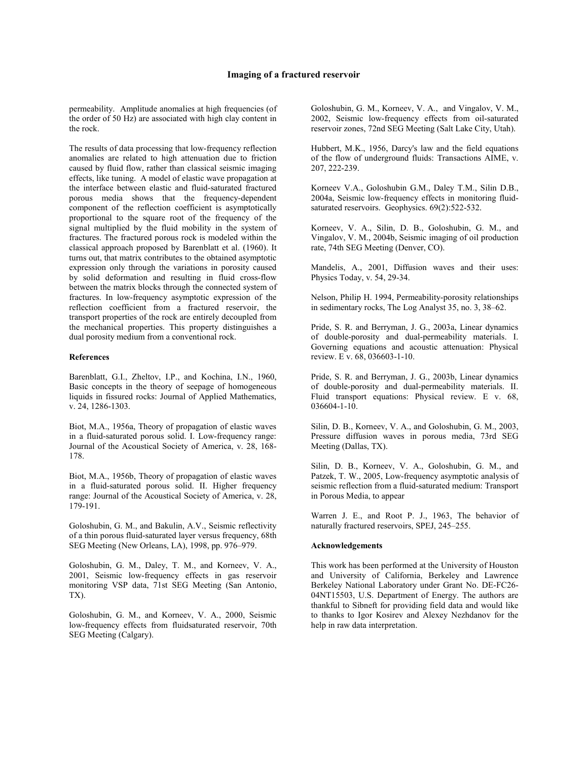permeability. Amplitude anomalies at high frequencies (of the order of 50 Hz) are associated with high clay content in the rock.

The results of data processing that low-frequency reflection anomalies are related to high attenuation due to friction caused by fluid flow, rather than classical seismic imaging effects, like tuning. A model of elastic wave propagation at the interface between elastic and fluid-saturated fractured porous media shows that the frequency-dependent component of the reflection coefficient is asymptotically proportional to the square root of the frequency of the signal multiplied by the fluid mobility in the system of fractures. The fractured porous rock is modeled within the classical approach proposed by Barenblatt et al. (1960). It turns out, that matrix contributes to the obtained asymptotic expression only through the variations in porosity caused by solid deformation and resulting in fluid cross-flow between the matrix blocks through the connected system of fractures. In low-frequency asymptotic expression of the reflection coefficient from a fractured reservoir, the transport properties of the rock are entirely decoupled from the mechanical properties. This property distinguishes a dual porosity medium from a conventional rock.

#### References

Barenblatt, G.I., Zheltov, I.P., and Kochina, I.N., 1960, Basic concepts in the theory of seepage of homogeneous liquids in fissured rocks: Journal of Applied Mathematics, v. 24, 1286-1303.

Biot, M.A., 1956a, Theory of propagation of elastic waves in a fluid-saturated porous solid. I. Low-frequency range: Journal of the Acoustical Society of America, v. 28, 168-178.

Biot, M.A., 1956b, Theory of propagation of elastic waves in a fluid-saturated porous solid. II. Higher frequency range: Journal of the Acoustical Society of America, v. 28, 179-191.

Goloshubin, G. M., and Bakulin, A.V., Seismic reflectivity of a thin porous fluid-saturated layer versus frequency, 68th SEG Meeting (New Orleans, LA), 1998, pp. 976–979.

Goloshubin, G. M., Daley, T. M., and Korneev, V. A., 2001, Seismic low-frequency effects in gas reservoir monitoring VSP data, 71st SEG Meeting (San Antonio, TX).

Goloshubin, G. M., and Korneev, V. A., 2000, Seismic low-frequency effects from fluidsaturated reservoir, 70th SEG Meeting (Calgary).

Goloshubin, G. M., Korneev, V. A., and Vingalov, V. M., 2002, Seismic low-frequency effects from oil-saturated reservoir zones, 72nd SEG Meeting (Salt Lake City, Utah).

Hubbert, M.K., 1956, Darcy's law and the field equations of the flow of underground fluids: Transactions AIME, v. 207, 222-239.

Korneev V.A., Goloshubin G.M., Daley T.M., Silin D.B., 2004a, Seismic low-frequency effects in monitoring fluid-saturated reservoirs. Geophysics. 69(2):522-532.

Korneev, V. A., Silin, D. B., Goloshubin, G. M., and Vingalov, V. M., 2004b, Seismic imaging of oil production rate, 74th SEG Meeting (Denver, CO).

Mandelis, A., 2001, Diffusion waves and their uses: Physics Today, v. 54, 29-34.

Nelson, Philip H. 1994, Permeability-porosity relationships in sedimentary rocks, The Log Analyst 35, no. 3, 38–62.

Pride, S. R. and Berryman, J. G., 2003a, Linear dynamics of double-porosity and dual-permeability materials. I. Governing equations and acoustic attenuation: Physical review. E v. 68, 036603-1-10.

Pride, S. R. and Berryman, J. G., 2003b, Linear dynamics of double-porosity and dual-permeability materials. II. Fluid transport equations: Physical review. E v. 68, 036604-1-10.

Silin, D. B., Korneev, V. A., and Goloshubin, G. M., 2003, Pressure diffusion waves in porous media, 73rd SEG Meeting (Dallas, TX).

Silin, D. B., Korneev, V. A., Goloshubin, G. M., and Patzek, T. W., 2005, Low-frequency asymptotic analysis of seismic reflection from a fluid-saturated medium: Transport in Porous Media, to appear

Warren J. E., and Root P. J., 1963, The behavior of naturally fractured reservoirs, SPEJ, 245–255.

#### Acknowledgements

This work has been performed at the University of Houston and University of California, Berkeley and Lawrence Berkeley National Laboratory under Grant No. DE-FC26-04NT15503, U.S. Department of Energy. The authors are thankful to Sibneft for providing field data and would like to thanks to Igor Kosirev and Alexey Nezhdanov for the help in raw data interpretation.